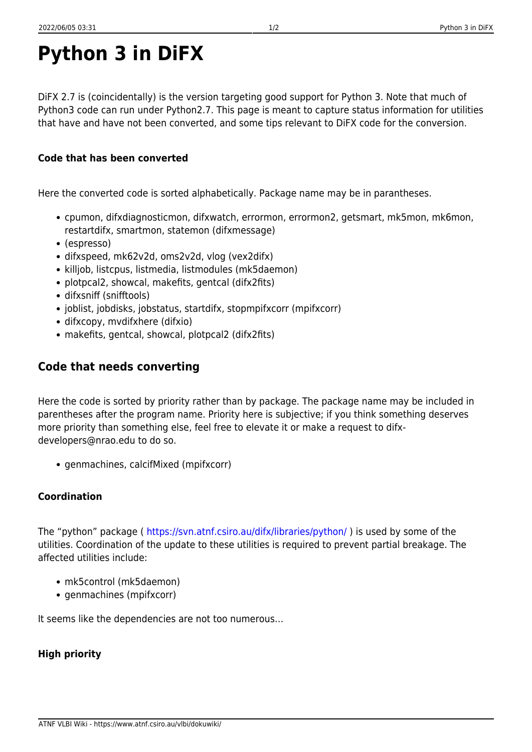# Python 3 in DiFX

DiFX 2.7 is (coincidentally) is the version targeting good support for Python 3. Note that much of Python3 code can run under Python2.7. This page is meant to capture status information for utilities that have and have not been converted, and some tips relevant to DiFX code for the conversion.

#### Code that has been converted

Here the converted code is sorted alphabetically. Package name may be in parantheses.

- cpumon, difxdiagnosticmon, difxwatch, errormon, errormon2, getsmart, mk5mon, mk6mon, restartdifx, smartmon, statemon (difxmessage)
- (espresso)
- difxspeed, mk62v2d, oms2v2d, vlog (vex2difx)
- killjob, listcpus, listmedia, listmodules (mk5daemon)
- plotpcal2, showcal, makefits, gentcal (difx2fits)
- difxsniff (snifftools)
- joblist, jobdisks, jobstatus, startdifx, stopmpifxcorr (mpifxcorr)
- difxcopy, mvdifxhere (difxio)
- makefits, gentcal, showcal, plotpcal2 (difx2fits)

## Code that needs converting

Here the code is sorted by priority rather than by package. The package name may be included in parentheses after the program name. Priority here is subjective; if you think something deserves more priority than something else, feel free to elevate it or make a request to difx-developers@nrao.edu to do so.

- genmachines, calcifMixed (mpifxcorr)

#### Coordination

The "python" package ( https://svn.atnf.csiro.au/difx/libraries/python/ ) is used by some of the utilities. Coordination of the update to these utilities is required to prevent partial breakage. The affected utilities include:

- mk5control (mk5daemon)
- genmachines (mpifxcorr)

It seems like the dependencies are not too numerous…

#### High priority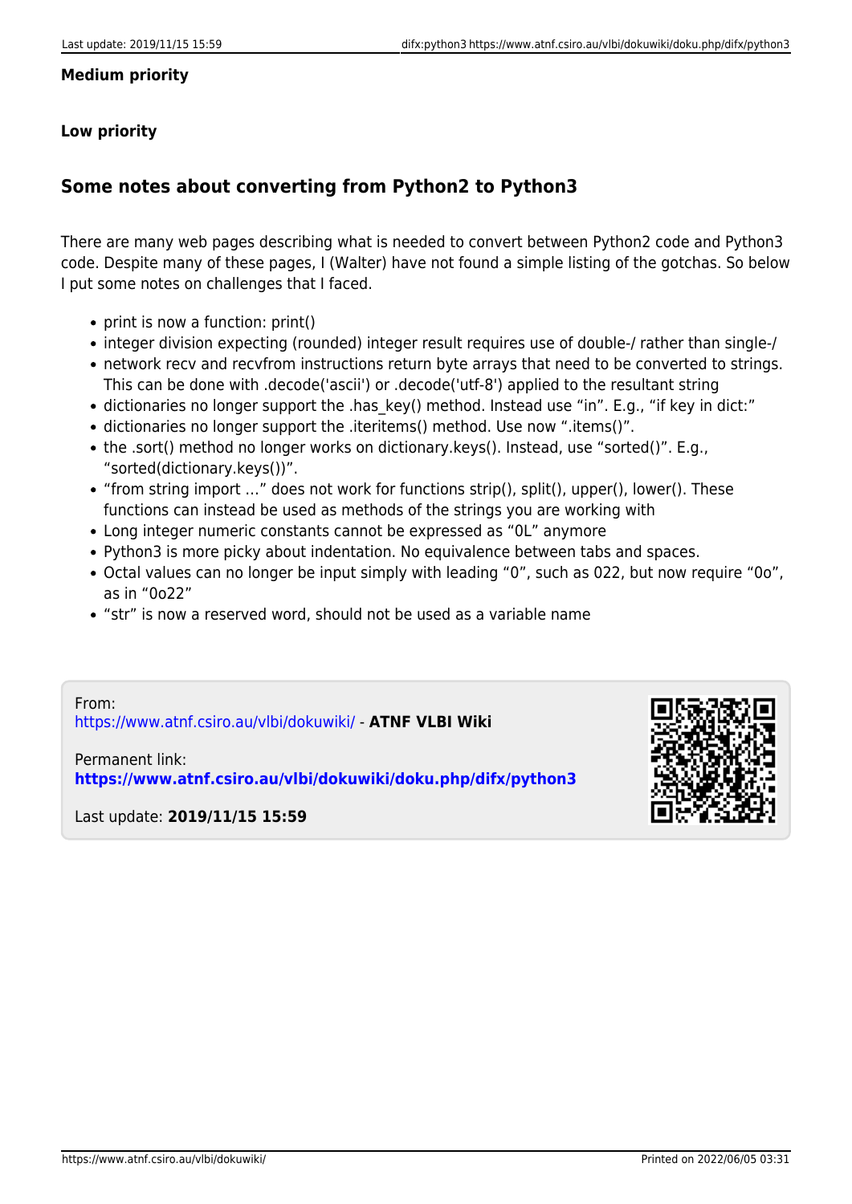**Medium priority**

**Low priority**

## Some notes about converting from Python2 to Python3

There are many web pages describing what is needed to convert between Python2 code and Python3 code. Despite many of these pages, I (Walter) have not found a simple listing of the gotchas. So below I put some notes on challenges that I faced.

- print is now a function: print()
- integer division expecting (rounded) integer result requires use of double-/ rather than single-/
- network recv and recvfrom instructions return byte arrays that need to be converted to strings. This can be done with .decode('ascii') or .decode('utf-8') applied to the resultant string
- dictionaries no longer support the .has_key() method. Instead use “in”. E.g., “if key in dict:”
- dictionaries no longer support the .iteritems() method. Use now “.items()”.
- the .sort() method no longer works on dictionary.keys(). Instead, use “sorted()”. E.g., “sorted(dictionary.keys())”.
- “from string import …” does not work for functions strip(), split(), upper(), lower(). These functions can instead be used as methods of the strings you are working with
- Long integer numeric constants cannot be expressed as “0L” anymore
- Python3 is more picky about indentation. No equivalence between tabs and spaces.
- Octal values can no longer be input simply with leading “0”, such as 022, but now require “0o”, as in “0o22”
- “str” is now a reserved word, should not be used as a variable name

From:
https://www.atnf.csiro.au/vlbi/dokuwiki/ - **ATNF VLBI Wiki**

Permanent link:
**https://www.atnf.csiro.au/vlbi/dokuwiki/doku.php/difx/python3**

Last update: **2019/11/15 15:59**